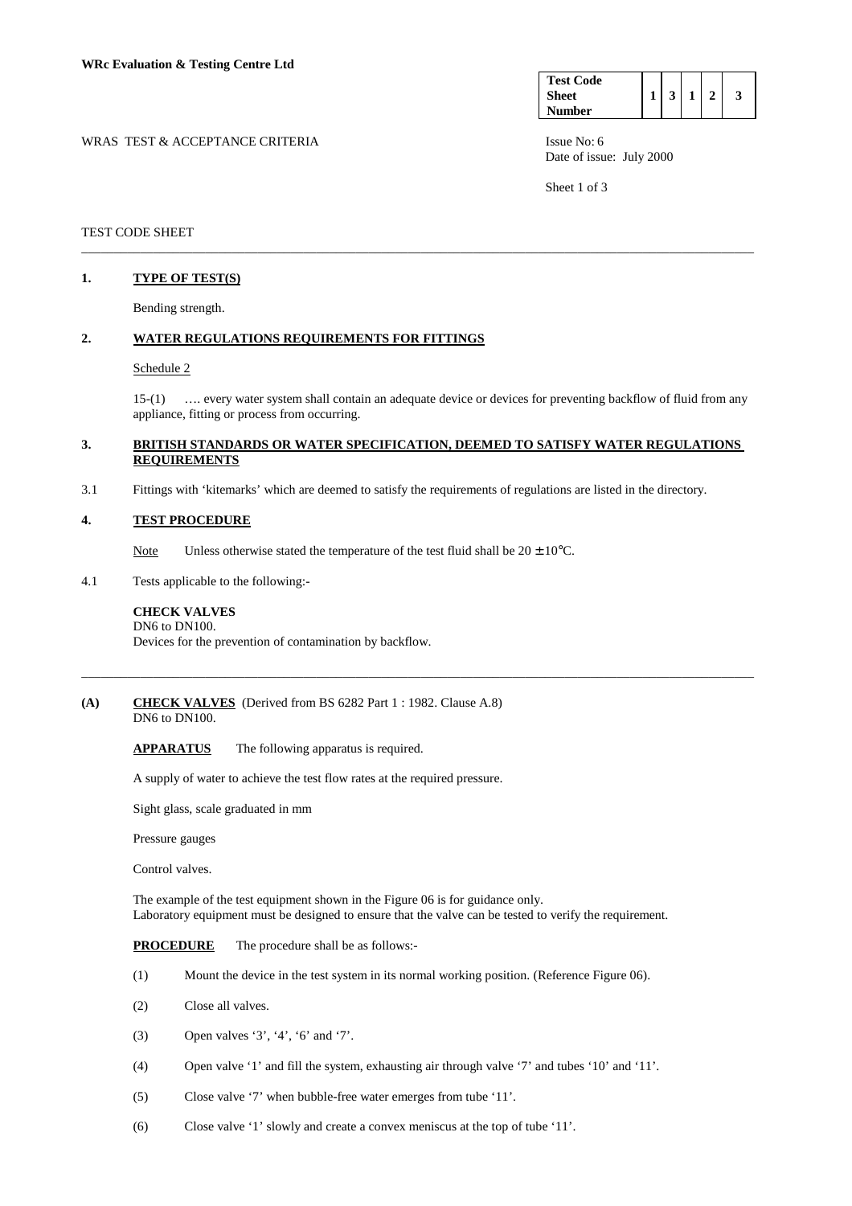**WRc Evaluation & Testing Centre Ltd**

| Test Code Sheet Number | 1 | 3 | 1 | 2 | 3 |
|---|---|---|---|---|---|

WRAS TEST & ACCEPTANCE CRITERIA

Issue No: 6
Date of issue: July 2000

TEST CODE SHEET

## 1. TYPE OF TEST(S)

Bending strength.

## 2. WATER REGULATIONS REQUIREMENTS FOR FITTINGS

Schedule 2

15-(1) …. every water system shall contain an adequate device or devices for preventing backflow of fluid from any appliance, fitting or process from occurring.

## 3. BRITISH STANDARDS OR WATER SPECIFICATION, DEEMED TO SATISFY WATER REGULATIONS REQUIREMENTS

3.1 Fittings with 'kitemarks' which are deemed to satisfy the requirements of regulations are listed in the directory.

## 4. TEST PROCEDURE

Note Unless otherwise stated the temperature of the test fluid shall be 20 ± 10°C.

4.1 Tests applicable to the following:-

**CHECK VALVES**
DN6 to DN100.
Devices for the prevention of contamination by backflow.

---

## (A) CHECK VALVES (Derived from BS 6282 Part 1 : 1982. Clause A.8)
DN6 to DN100.

**APPARATUS** The following apparatus is required.

A supply of water to achieve the test flow rates at the required pressure.

Sight glass, scale graduated in mm

Pressure gauges

Control valves.

The example of the test equipment shown in the Figure 06 is for guidance only.
Laboratory equipment must be designed to ensure that the valve can be tested to verify the requirement.

**PROCEDURE** The procedure shall be as follows:-

(1) Mount the device in the test system in its normal working position. (Reference Figure 06).

(2) Close all valves.

(3) Open valves '3', '4', '6' and '7'.

(4) Open valve '1' and fill the system, exhausting air through valve '7' and tubes '10' and '11'.

(5) Close valve '7' when bubble-free water emerges from tube '11'.

(6) Close valve '1' slowly and create a convex meniscus at the top of tube '11'.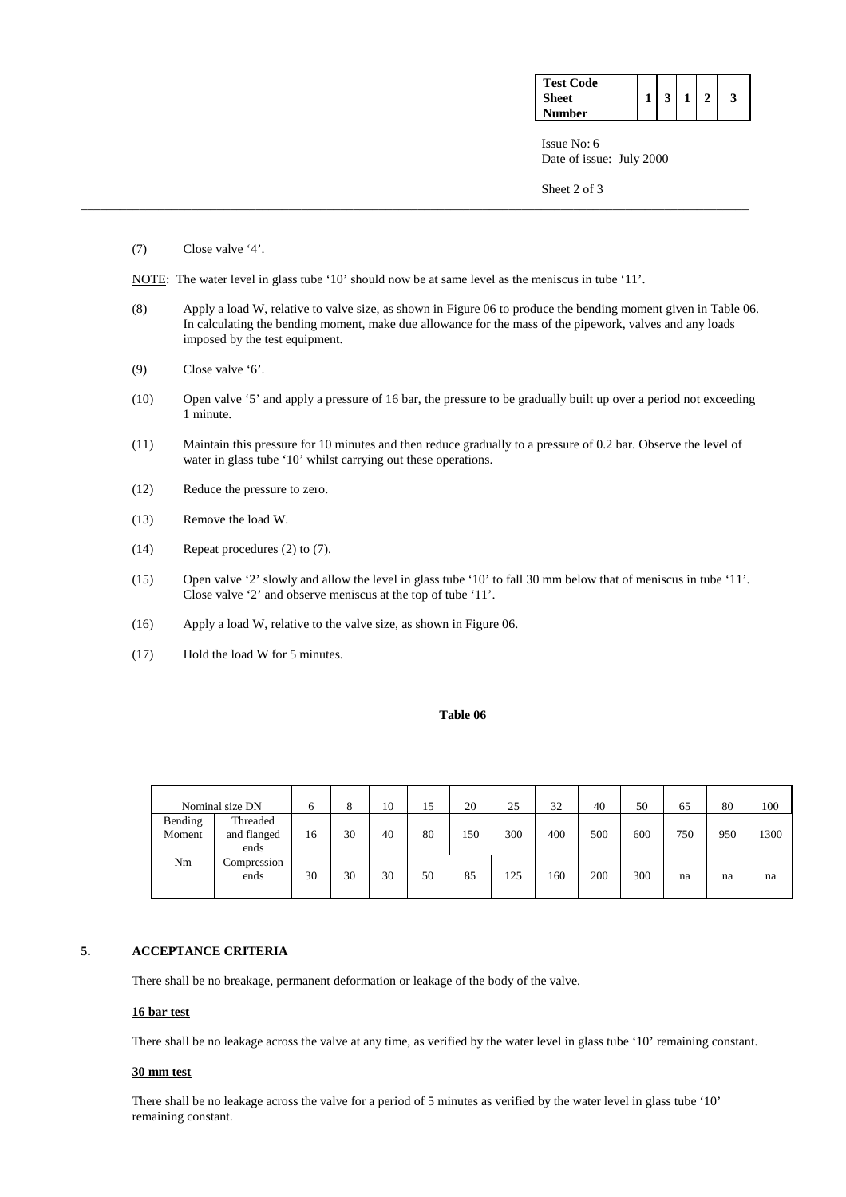(7) Close valve '4'.

NOTE: The water level in glass tube '10' should now be at same level as the meniscus in tube '11'.

(8) Apply a load W, relative to valve size, as shown in Figure 06 to produce the bending moment given in Table 06. In calculating the bending moment, make due allowance for the mass of the pipework, valves and any loads imposed by the test equipment.

(9) Close valve '6'.

(10) Open valve '5' and apply a pressure of 16 bar, the pressure to be gradually built up over a period not exceeding 1 minute.

(11) Maintain this pressure for 10 minutes and then reduce gradually to a pressure of 0.2 bar. Observe the level of water in glass tube '10' whilst carrying out these operations.

(12) Reduce the pressure to zero.

(13) Remove the load W.

(14) Repeat procedures (2) to (7).

(15) Open valve '2' slowly and allow the level in glass tube '10' to fall 30 mm below that of meniscus in tube '11'. Close valve '2' and observe meniscus at the top of tube '11'.

(16) Apply a load W, relative to the valve size, as shown in Figure 06.

(17) Hold the load W for 5 minutes.

**Table 06**

| Nominal size DN | | 6 | 8 | 10 | 15 | 20 | 25 | 32 | 40 | 50 | 65 | 80 | 100 |
|---|---|---|---|---|---|---|---|---|---|---|---|---|---|
| Bending Moment | Threaded and flanged ends | 16 | 30 | 40 | 80 | 150 | 300 | 400 | 500 | 600 | 750 | 950 | 1300 |
| Nm | Compression ends | 30 | 30 | 30 | 50 | 85 | 125 | 160 | 200 | 300 | na | na | na |

## 5. ACCEPTANCE CRITERIA

There shall be no breakage, permanent deformation or leakage of the body of the valve.

**16 bar test**

There shall be no leakage across the valve at any time, as verified by the water level in glass tube '10' remaining constant.

**30 mm test**

There shall be no leakage across the valve for a period of 5 minutes as verified by the water level in glass tube '10' remaining constant.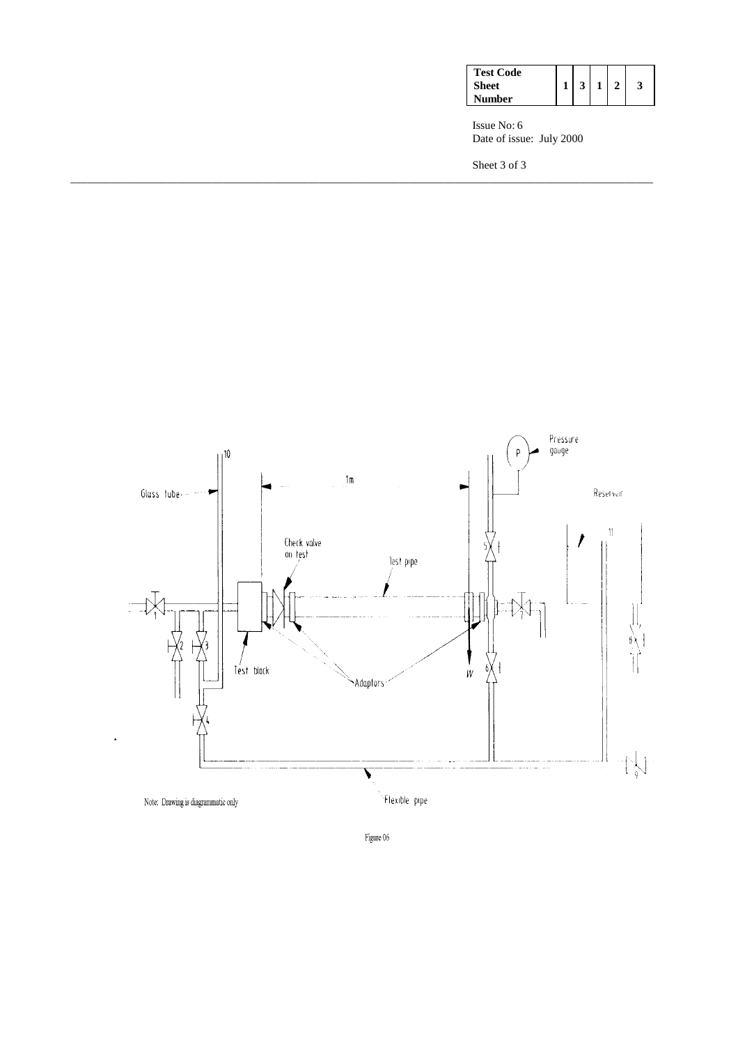10

Glass tube

1m

Pressure gauge

P

Reservoir

11

Check valve on test

Test pipe

1

2

3

4

5

6

7

8

9

Test block

Adaptors

W

Flexible pipe

Note: Drawing is diagrammatic only

Figure 06